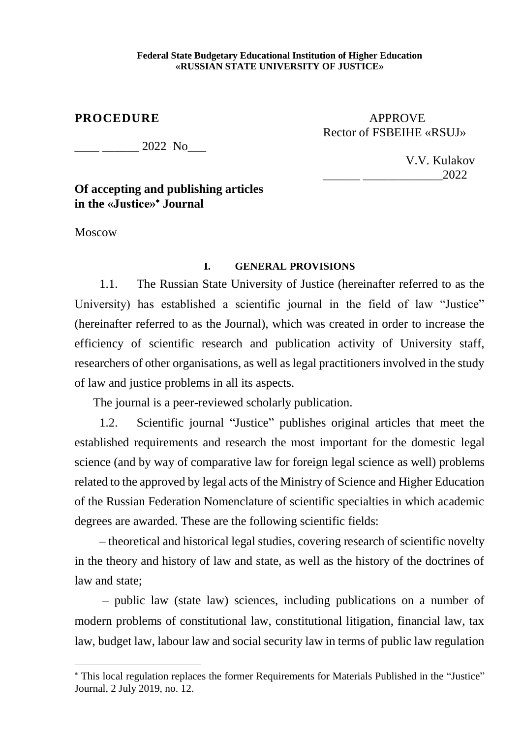**Federal State Budgetary Educational Institution of Higher Education**
**«RUSSIAN STATE UNIVERSITY OF JUSTICE»**

**PROCEDURE**

____ ______ 2022 No___

APPROVE
Rector of FSBEIHE «RSUJ»

V.V. Kulakov
______ _____________2022

**Of accepting and publishing articles in the «Justice»[*] Journal**

Moscow

## I. GENERAL PROVISIONS

1.1. The Russian State University of Justice (hereinafter referred to as the University) has established a scientific journal in the field of law "Justice" (hereinafter referred to as the Journal), which was created in order to increase the efficiency of scientific research and publication activity of University staff, researchers of other organisations, as well as legal practitioners involved in the study of law and justice problems in all its aspects.

The journal is a peer-reviewed scholarly publication.

1.2. Scientific journal "Justice" publishes original articles that meet the established requirements and research the most important for the domestic legal science (and by way of comparative law for foreign legal science as well) problems related to the approved by legal acts of the Ministry of Science and Higher Education of the Russian Federation Nomenclature of scientific specialties in which academic degrees are awarded. These are the following scientific fields:

– theoretical and historical legal studies, covering research of scientific novelty in the theory and history of law and state, as well as the history of the doctrines of law and state;

– public law (state law) sciences, including publications on a number of modern problems of constitutional law, constitutional litigation, financial law, tax law, budget law, labour law and social security law in terms of public law regulation

[*] This local regulation replaces the former Requirements for Materials Published in the "Justice" Journal, 2 July 2019, no. 12.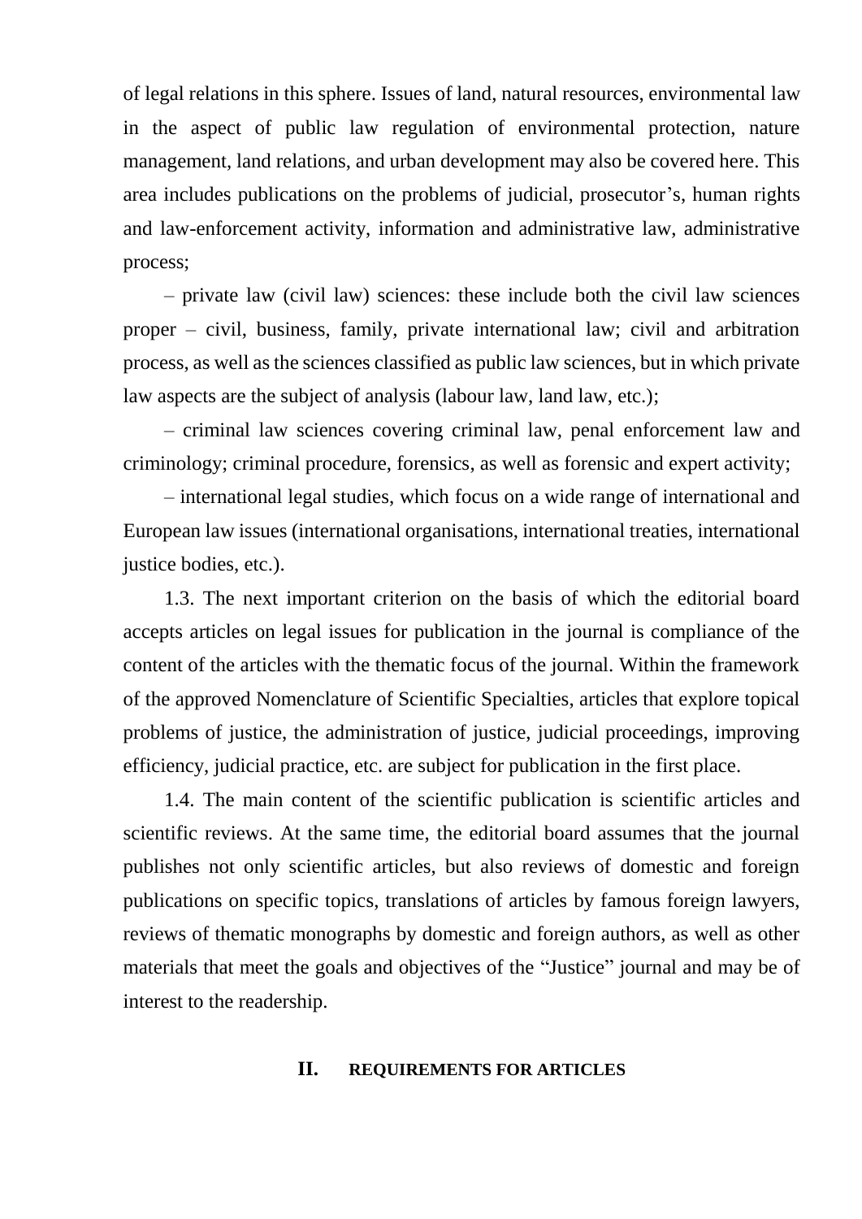of legal relations in this sphere. Issues of land, natural resources, environmental law in the aspect of public law regulation of environmental protection, nature management, land relations, and urban development may also be covered here. This area includes publications on the problems of judicial, prosecutor's, human rights and law-enforcement activity, information and administrative law, administrative process;

– private law (civil law) sciences: these include both the civil law sciences proper – civil, business, family, private international law; civil and arbitration process, as well as the sciences classified as public law sciences, but in which private law aspects are the subject of analysis (labour law, land law, etc.);

– criminal law sciences covering criminal law, penal enforcement law and criminology; criminal procedure, forensics, as well as forensic and expert activity;

– international legal studies, which focus on a wide range of international and European law issues (international organisations, international treaties, international justice bodies, etc.).

1.3. The next important criterion on the basis of which the editorial board accepts articles on legal issues for publication in the journal is compliance of the content of the articles with the thematic focus of the journal. Within the framework of the approved Nomenclature of Scientific Specialties, articles that explore topical problems of justice, the administration of justice, judicial proceedings, improving efficiency, judicial practice, etc. are subject for publication in the first place.

1.4. The main content of the scientific publication is scientific articles and scientific reviews. At the same time, the editorial board assumes that the journal publishes not only scientific articles, but also reviews of domestic and foreign publications on specific topics, translations of articles by famous foreign lawyers, reviews of thematic monographs by domestic and foreign authors, as well as other materials that meet the goals and objectives of the "Justice" journal and may be of interest to the readership.

## II. REQUIREMENTS FOR ARTICLES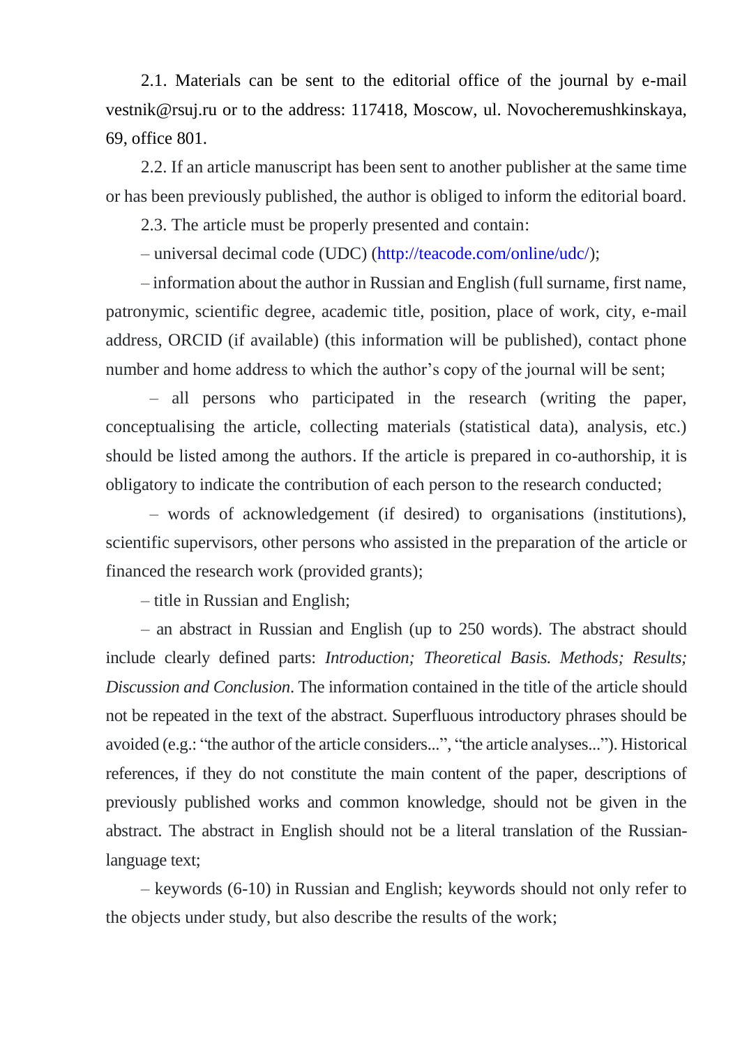2.1. Materials can be sent to the editorial office of the journal by e-mail vestnik@rsuj.ru or to the address: 117418, Moscow, ul. Novocheremushkinskaya, 69, office 801.

2.2. If an article manuscript has been sent to another publisher at the same time or has been previously published, the author is obliged to inform the editorial board.

2.3. The article must be properly presented and contain:

– universal decimal code (UDC) (http://teacode.com/online/udc/);

– information about the author in Russian and English (full surname, first name, patronymic, scientific degree, academic title, position, place of work, city, e-mail address, ORCID (if available) (this information will be published), contact phone number and home address to which the author's copy of the journal will be sent;

– all persons who participated in the research (writing the paper, conceptualising the article, collecting materials (statistical data), analysis, etc.) should be listed among the authors. If the article is prepared in co-authorship, it is obligatory to indicate the contribution of each person to the research conducted;

– words of acknowledgement (if desired) to organisations (institutions), scientific supervisors, other persons who assisted in the preparation of the article or financed the research work (provided grants);

– title in Russian and English;

– an abstract in Russian and English (up to 250 words). The abstract should include clearly defined parts: *Introduction; Theoretical Basis. Methods; Results; Discussion and Conclusion*. The information contained in the title of the article should not be repeated in the text of the abstract. Superfluous introductory phrases should be avoided (e.g.: "the author of the article considers...", "the article analyses..."). Historical references, if they do not constitute the main content of the paper, descriptions of previously published works and common knowledge, should not be given in the abstract. The abstract in English should not be a literal translation of the Russian-language text;

– keywords (6-10) in Russian and English; keywords should not only refer to the objects under study, but also describe the results of the work;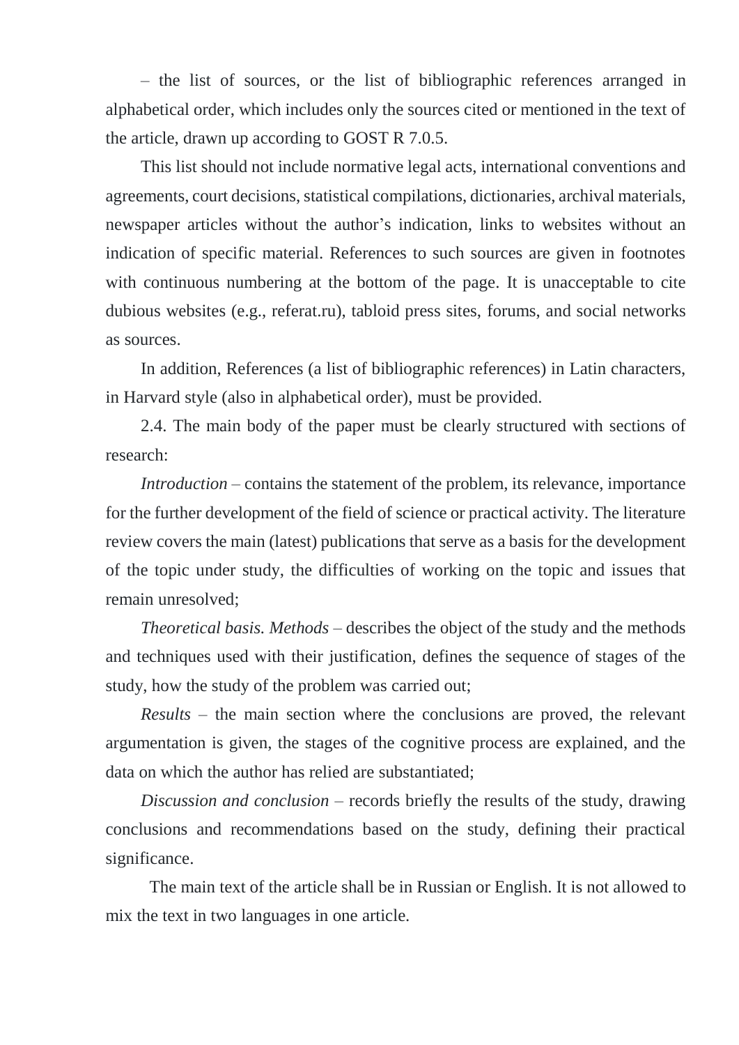– the list of sources, or the list of bibliographic references arranged in alphabetical order, which includes only the sources cited or mentioned in the text of the article, drawn up according to GOST R 7.0.5.

This list should not include normative legal acts, international conventions and agreements, court decisions, statistical compilations, dictionaries, archival materials, newspaper articles without the author's indication, links to websites without an indication of specific material. References to such sources are given in footnotes with continuous numbering at the bottom of the page. It is unacceptable to cite dubious websites (e.g., referat.ru), tabloid press sites, forums, and social networks as sources.

In addition, References (a list of bibliographic references) in Latin characters, in Harvard style (also in alphabetical order), must be provided.

2.4. The main body of the paper must be clearly structured with sections of research:

*Introduction* – contains the statement of the problem, its relevance, importance for the further development of the field of science or practical activity. The literature review covers the main (latest) publications that serve as a basis for the development of the topic under study, the difficulties of working on the topic and issues that remain unresolved;

*Theoretical basis. Methods* – describes the object of the study and the methods and techniques used with their justification, defines the sequence of stages of the study, how the study of the problem was carried out;

*Results* – the main section where the conclusions are proved, the relevant argumentation is given, the stages of the cognitive process are explained, and the data on which the author has relied are substantiated;

*Discussion and conclusion* – records briefly the results of the study, drawing conclusions and recommendations based on the study, defining their practical significance.

The main text of the article shall be in Russian or English. It is not allowed to mix the text in two languages in one article.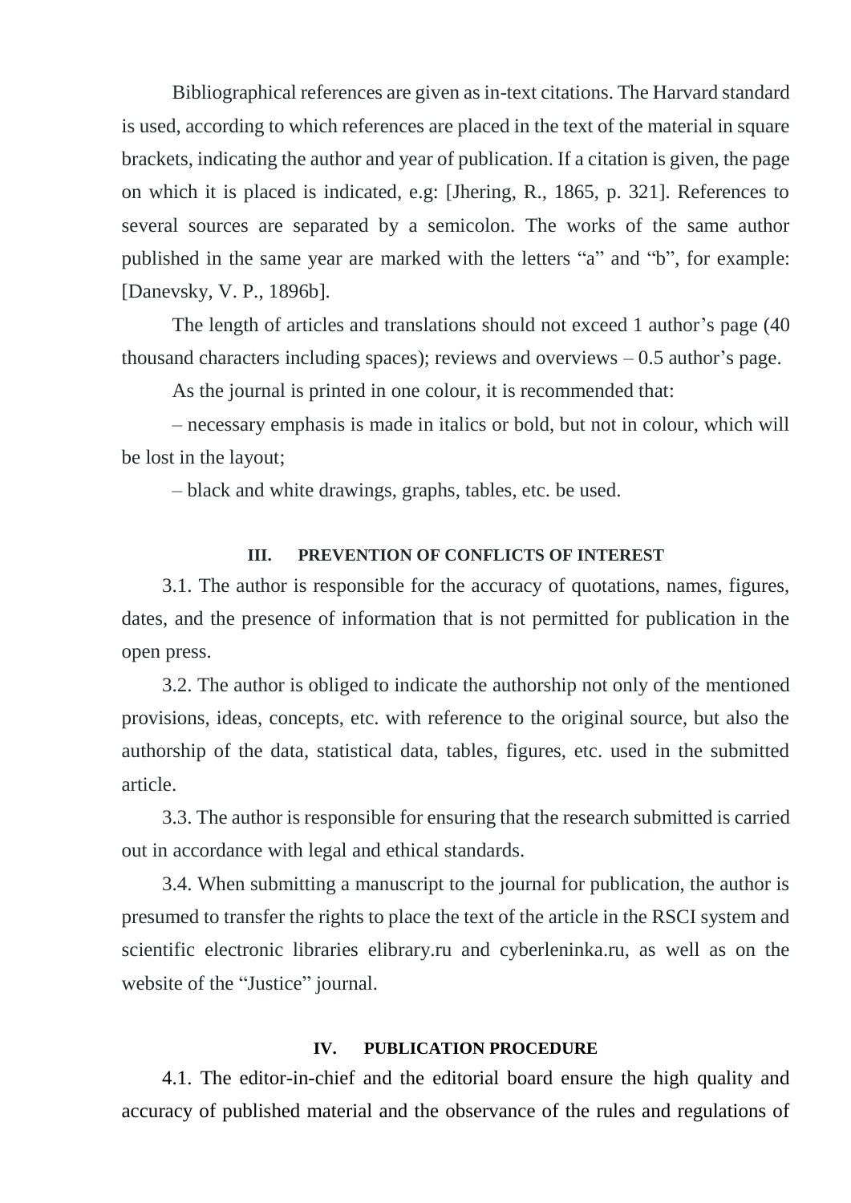Bibliographical references are given as in-text citations. The Harvard standard is used, according to which references are placed in the text of the material in square brackets, indicating the author and year of publication. If a citation is given, the page on which it is placed is indicated, e.g: [Jhering, R., 1865, p. 321]. References to several sources are separated by a semicolon. The works of the same author published in the same year are marked with the letters "a" and "b", for example: [Danevsky, V. P., 1896b].

The length of articles and translations should not exceed 1 author's page (40 thousand characters including spaces); reviews and overviews – 0.5 author's page.

As the journal is printed in one colour, it is recommended that:

– necessary emphasis is made in italics or bold, but not in colour, which will be lost in the layout;

– black and white drawings, graphs, tables, etc. be used.

## III. PREVENTION OF CONFLICTS OF INTEREST

3.1. The author is responsible for the accuracy of quotations, names, figures, dates, and the presence of information that is not permitted for publication in the open press.

3.2. The author is obliged to indicate the authorship not only of the mentioned provisions, ideas, concepts, etc. with reference to the original source, but also the authorship of the data, statistical data, tables, figures, etc. used in the submitted article.

3.3. The author is responsible for ensuring that the research submitted is carried out in accordance with legal and ethical standards.

3.4. When submitting a manuscript to the journal for publication, the author is presumed to transfer the rights to place the text of the article in the RSCI system and scientific electronic libraries elibrary.ru and cyberleninka.ru, as well as on the website of the "Justice" journal.

## IV. PUBLICATION PROCEDURE

4.1. The editor-in-chief and the editorial board ensure the high quality and accuracy of published material and the observance of the rules and regulations of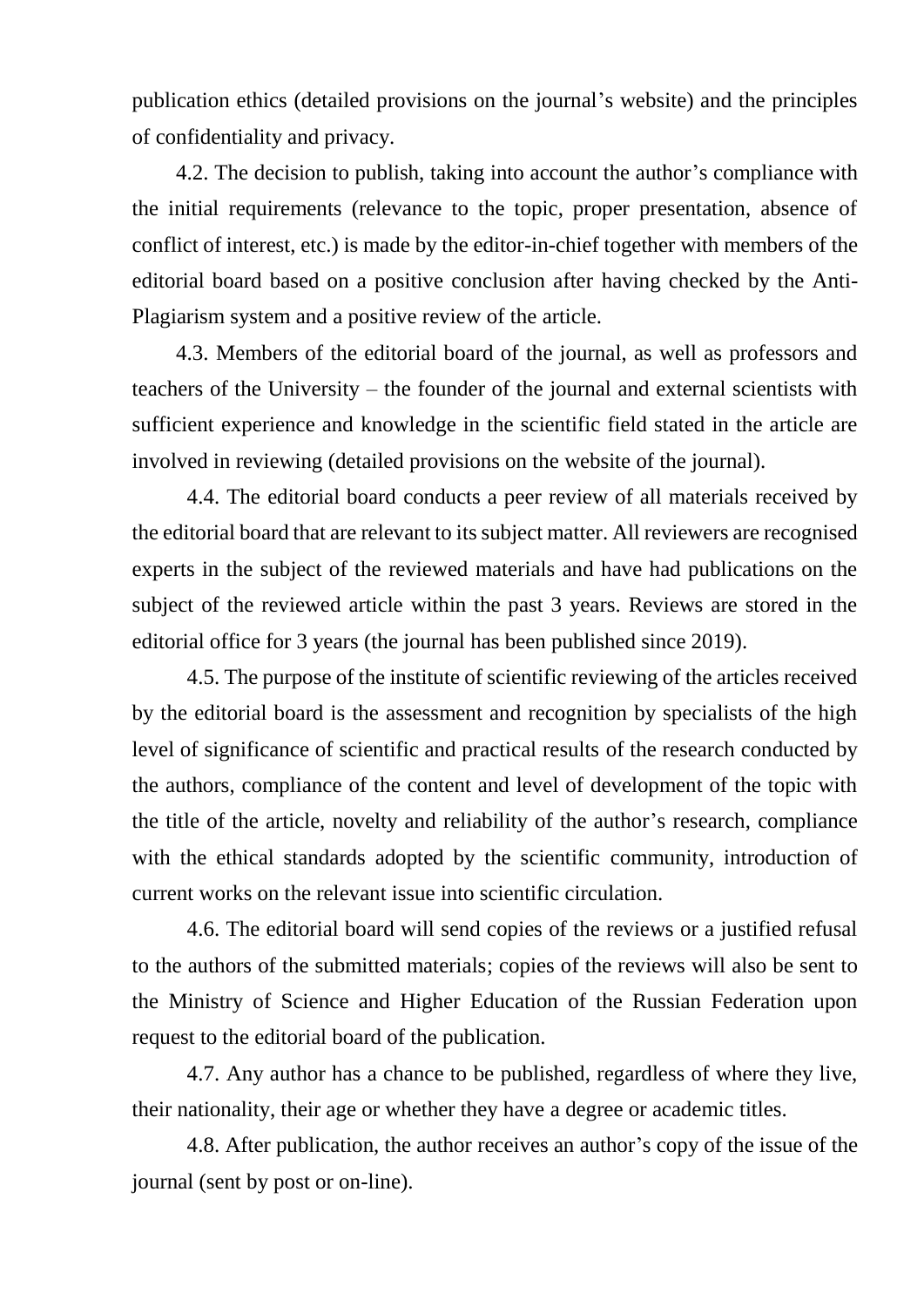publication ethics (detailed provisions on the journal's website) and the principles of confidentiality and privacy.

4.2. The decision to publish, taking into account the author's compliance with the initial requirements (relevance to the topic, proper presentation, absence of conflict of interest, etc.) is made by the editor-in-chief together with members of the editorial board based on a positive conclusion after having checked by the Anti-Plagiarism system and a positive review of the article.

4.3. Members of the editorial board of the journal, as well as professors and teachers of the University – the founder of the journal and external scientists with sufficient experience and knowledge in the scientific field stated in the article are involved in reviewing (detailed provisions on the website of the journal).

4.4. The editorial board conducts a peer review of all materials received by the editorial board that are relevant to its subject matter. All reviewers are recognised experts in the subject of the reviewed materials and have had publications on the subject of the reviewed article within the past 3 years. Reviews are stored in the editorial office for 3 years (the journal has been published since 2019).

4.5. The purpose of the institute of scientific reviewing of the articles received by the editorial board is the assessment and recognition by specialists of the high level of significance of scientific and practical results of the research conducted by the authors, compliance of the content and level of development of the topic with the title of the article, novelty and reliability of the author's research, compliance with the ethical standards adopted by the scientific community, introduction of current works on the relevant issue into scientific circulation.

4.6. The editorial board will send copies of the reviews or a justified refusal to the authors of the submitted materials; copies of the reviews will also be sent to the Ministry of Science and Higher Education of the Russian Federation upon request to the editorial board of the publication.

4.7. Any author has a chance to be published, regardless of where they live, their nationality, their age or whether they have a degree or academic titles.

4.8. After publication, the author receives an author's copy of the issue of the journal (sent by post or on-line).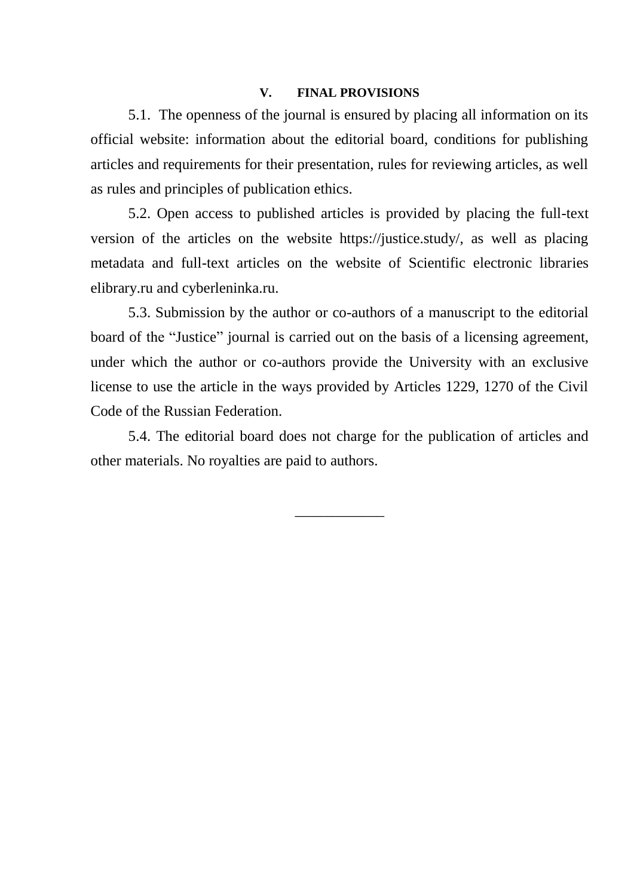## V. FINAL PROVISIONS

5.1. The openness of the journal is ensured by placing all information on its official website: information about the editorial board, conditions for publishing articles and requirements for their presentation, rules for reviewing articles, as well as rules and principles of publication ethics.

5.2. Open access to published articles is provided by placing the full-text version of the articles on the website https://justice.study/, as well as placing metadata and full-text articles on the website of Scientific electronic libraries elibrary.ru and cyberleninka.ru.

5.3. Submission by the author or co-authors of a manuscript to the editorial board of the "Justice" journal is carried out on the basis of a licensing agreement, under which the author or co-authors provide the University with an exclusive license to use the article in the ways provided by Articles 1229, 1270 of the Civil Code of the Russian Federation.

5.4. The editorial board does not charge for the publication of articles and other materials. No royalties are paid to authors.

\_\_\_\_\_\_\_\_\_\_\_\_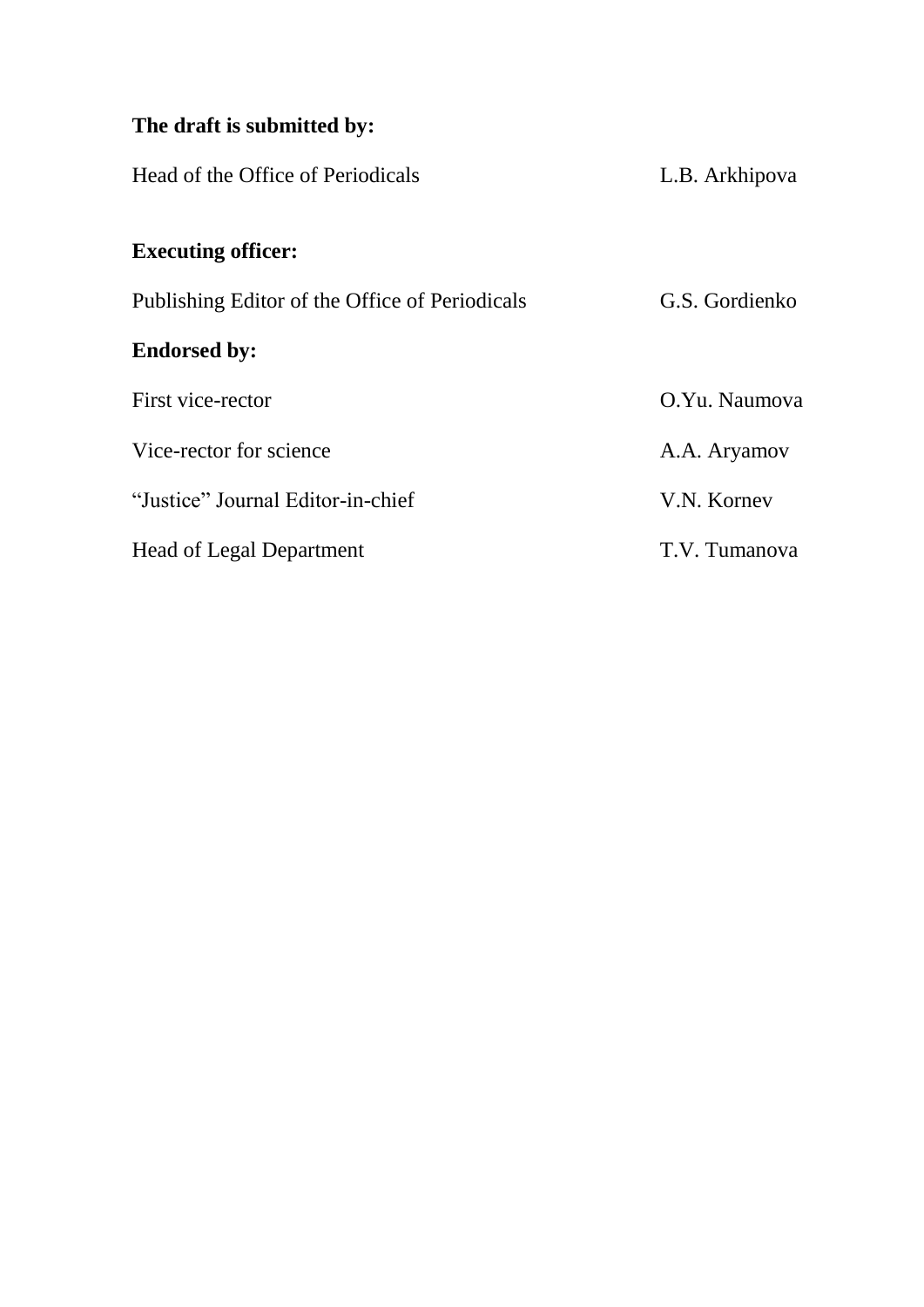**The draft is submitted by:**

| | |
|---|---|
| Head of the Office of Periodicals | L.B. Arkhipova |

**Executing officer:**

| | |
|---|---|
| Publishing Editor of the Office of Periodicals | G.S. Gordienko |

**Endorsed by:**

| | |
|---|---|
| First vice-rector | O.Yu. Naumova |
| Vice-rector for science | A.A. Aryamov |
| “Justice” Journal Editor-in-chief | V.N. Kornev |
| Head of Legal Department | T.V. Tumanova |